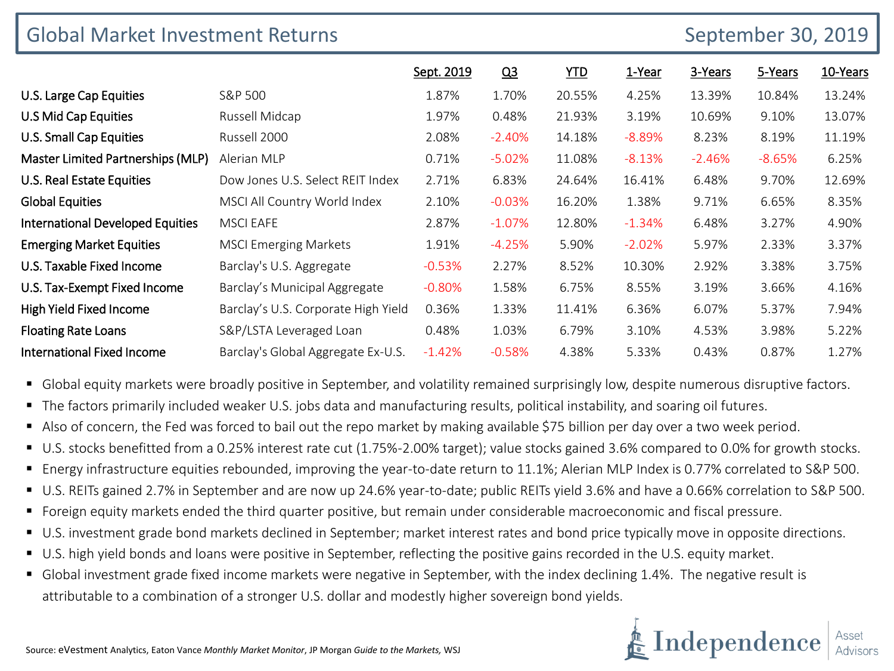# Global Market Investment Returns

September 30, 2019

| | | Sept. 2019 | Q3 | YTD | 1-Year | 3-Years | 5-Years | 10-Years |
|---|---|---|---|---|---|---|---|---|
| U.S. Large Cap Equities | S&P 500 | 1.87% | 1.70% | 20.55% | 4.25% | 13.39% | 10.84% | 13.24% |
| U.S Mid Cap Equities | Russell Midcap | 1.97% | 0.48% | 21.93% | 3.19% | 10.69% | 9.10% | 13.07% |
| U.S. Small Cap Equities | Russell 2000 | 2.08% | -2.40% | 14.18% | -8.89% | 8.23% | 8.19% | 11.19% |
| Master Limited Partnerships (MLP) | Alerian MLP | 0.71% | -5.02% | 11.08% | -8.13% | -2.46% | -8.65% | 6.25% |
| U.S. Real Estate Equities | Dow Jones U.S. Select REIT Index | 2.71% | 6.83% | 24.64% | 16.41% | 6.48% | 9.70% | 12.69% |
| Global Equities | MSCI All Country World Index | 2.10% | -0.03% | 16.20% | 1.38% | 9.71% | 6.65% | 8.35% |
| International Developed Equities | MSCI EAFE | 2.87% | -1.07% | 12.80% | -1.34% | 6.48% | 3.27% | 4.90% |
| Emerging Market Equities | MSCI Emerging Markets | 1.91% | -4.25% | 5.90% | -2.02% | 5.97% | 2.33% | 3.37% |
| U.S. Taxable Fixed Income | Barclay's U.S. Aggregate | -0.53% | 2.27% | 8.52% | 10.30% | 2.92% | 3.38% | 3.75% |
| U.S. Tax-Exempt Fixed Income | Barclay's Municipal Aggregate | -0.80% | 1.58% | 6.75% | 8.55% | 3.19% | 3.66% | 4.16% |
| High Yield Fixed Income | Barclay's U.S. Corporate High Yield | 0.36% | 1.33% | 11.41% | 6.36% | 6.07% | 5.37% | 7.94% |
| Floating Rate Loans | S&P/LSTA Leveraged Loan | 0.48% | 1.03% | 6.79% | 3.10% | 4.53% | 3.98% | 5.22% |
| International Fixed Income | Barclay's Global Aggregate Ex-U.S. | -1.42% | -0.58% | 4.38% | 5.33% | 0.43% | 0.87% | 1.27% |

- Global equity markets were broadly positive in September, and volatility remained surprisingly low, despite numerous disruptive factors.
- The factors primarily included weaker U.S. jobs data and manufacturing results, political instability, and soaring oil futures.
- Also of concern, the Fed was forced to bail out the repo market by making available $75 billion per day over a two week period.
- U.S. stocks benefitted from a 0.25% interest rate cut (1.75%-2.00% target); value stocks gained 3.6% compared to 0.0% for growth stocks.
- Energy infrastructure equities rebounded, improving the year-to-date return to 11.1%; Alerian MLP Index is 0.77% correlated to S&P 500.
- U.S. REITs gained 2.7% in September and are now up 24.6% year-to-date; public REITs yield 3.6% and have a 0.66% correlation to S&P 500.
- Foreign equity markets ended the third quarter positive, but remain under considerable macroeconomic and fiscal pressure.
- U.S. investment grade bond markets declined in September; market interest rates and bond price typically move in opposite directions.
- U.S. high yield bonds and loans were positive in September, reflecting the positive gains recorded in the U.S. equity market.
- Global investment grade fixed income markets were negative in September, with the index declining 1.4%. The negative result is attributable to a combination of a stronger U.S. dollar and modestly higher sovereign bond yields.

Source: eVestment Analytics, Eaton Vance *Monthly Market Monitor*, JP Morgan *Guide to the Markets*, WSJ

Independence | Asset Advisors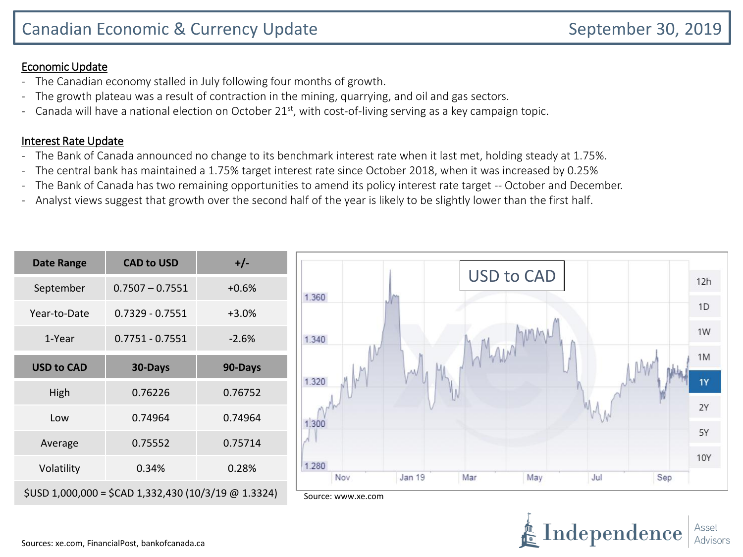# Canadian Economic & Currency Update

September 30, 2019

## Economic Update

- The Canadian economy stalled in July following four months of growth.
- The growth plateau was a result of contraction in the mining, quarrying, and oil and gas sectors.
- Canada will have a national election on October 21st, with cost-of-living serving as a key campaign topic.

## Interest Rate Update

- The Bank of Canada announced no change to its benchmark interest rate when it last met, holding steady at 1.75%.
- The central bank has maintained a 1.75% target interest rate since October 2018, when it was increased by 0.25%
- The Bank of Canada has two remaining opportunities to amend its policy interest rate target -- October and December.
- Analyst views suggest that growth over the second half of the year is likely to be slightly lower than the first half.

| Date Range | CAD to USD | +/- |
|---|---|---|
| September | 0.7507 – 0.7551 | +0.6% |
| Year-to-Date | 0.7329 - 0.7551 | +3.0% |
| 1-Year | 0.7751 - 0.7551 | -2.6% |
| **USD to CAD** | **30-Days** | **90-Days** |
| High | 0.76226 | 0.76752 |
| Low | 0.74964 | 0.74964 |
| Average | 0.75552 | 0.75714 |
| Volatility | 0.34% | 0.28% |
| $USD 1,000,000 = $CAD 1,332,430 (10/3/19 @ 1.3324) | | |

USD to CAD

1.360
1.340
1.320
1.300
1.280

Nov Jan 19 Mar May Jul Sep

12h 1D 1W 1M 1Y 2Y 5Y 10Y

Source: www.xe.com

Sources: xe.com, FinancialPost, bankofcanada.ca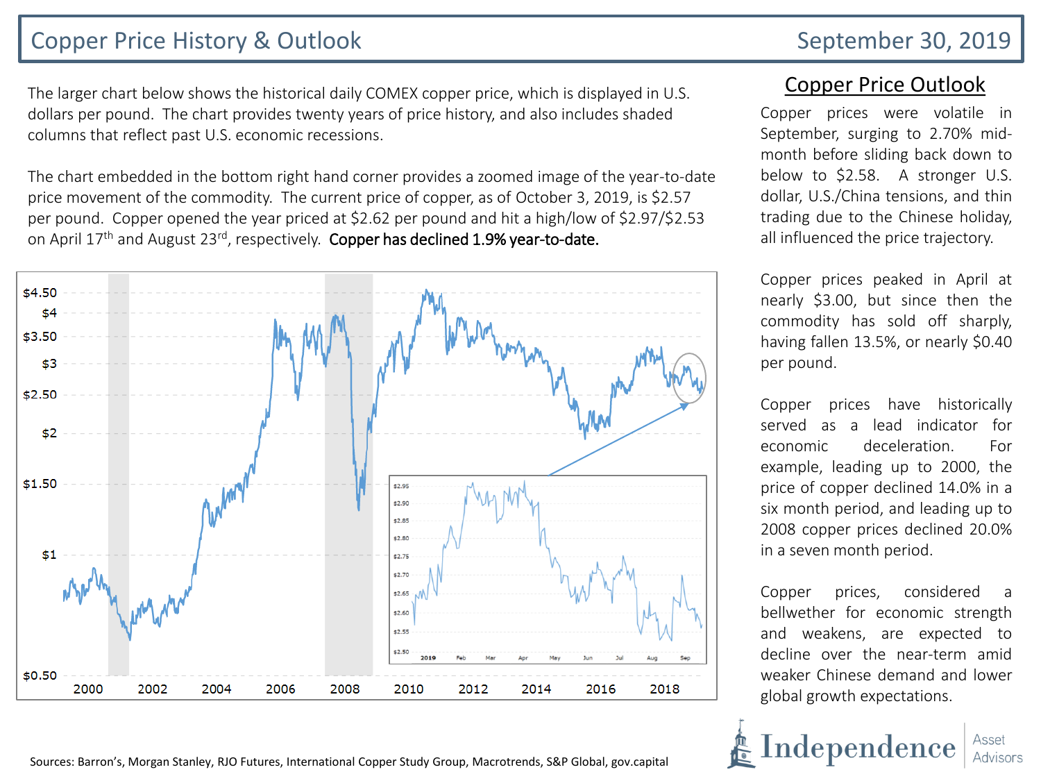# Copper Price History & Outlook

September 30, 2019

The larger chart below shows the historical daily COMEX copper price, which is displayed in U.S. dollars per pound. The chart provides twenty years of price history, and also includes shaded columns that reflect past U.S. economic recessions.

The chart embedded in the bottom right hand corner provides a zoomed image of the year-to-date price movement of the commodity. The current price of copper, as of October 3, 2019, is $2.57 per pound. Copper opened the year priced at $2.62 per pound and hit a high/low of $2.97/$2.53 on April 17th and August 23rd, respectively. **Copper has declined 1.9% year-to-date.**

$4.50
$4
$3.50
$3
$2.50
$2
$1.50
$1
$0.50

2000
2002
2004
2006
2008
2010
2012
2014
2016
2018

$2.95
$2.90
$2.85
$2.80
$2.75
$2.70
$2.65
$2.60
$2.55
$2.50

2019
Feb
Mar
Apr
May
Jun
Jul
Aug
Sep

## Copper Price Outlook

Copper prices were volatile in September, surging to 2.70% mid-month before sliding back down to below to $2.58. A stronger U.S. dollar, U.S./China tensions, and thin trading due to the Chinese holiday, all influenced the price trajectory.

Copper prices peaked in April at nearly $3.00, but since then the commodity has sold off sharply, having fallen 13.5%, or nearly $0.40 per pound.

Copper prices have historically served as a lead indicator for economic deceleration. For example, leading up to 2000, the price of copper declined 14.0% in a six month period, and leading up to 2008 copper prices declined 20.0% in a seven month period.

Copper prices, considered a bellwether for economic strength and weakens, are expected to decline over the near-term amid weaker Chinese demand and lower global growth expectations.

Sources: Barron's, Morgan Stanley, RJO Futures, International Copper Study Group, Macrotrends, S&P Global, gov.capital

Independence | Asset Advisors